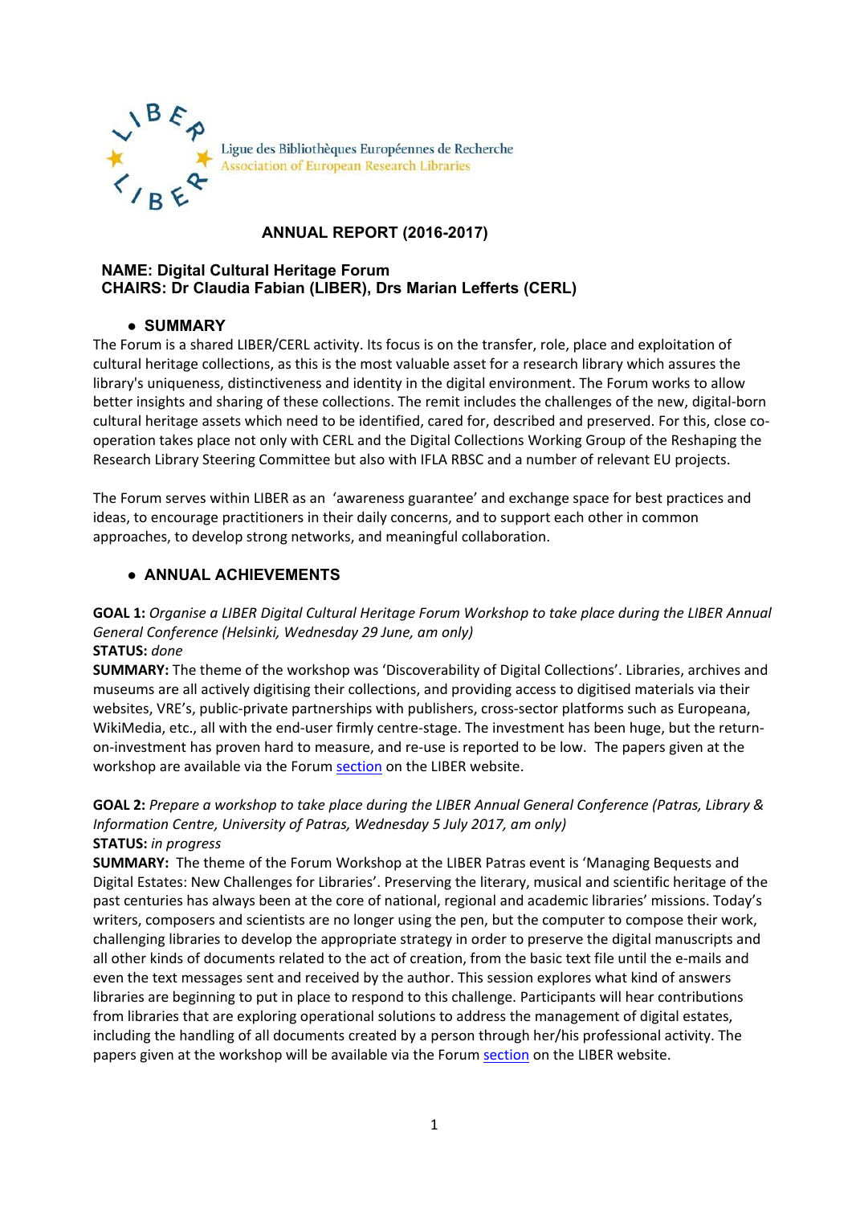Ligue des Bibliothèques Européennes de Recherche
Association of European Research Libraries

# ANNUAL REPORT (2016-2017)

**NAME: Digital Cultural Heritage Forum**
**CHAIRS: Dr Claudia Fabian (LIBER), Drs Marian Lefferts (CERL)**

## • SUMMARY

The Forum is a shared LIBER/CERL activity. Its focus is on the transfer, role, place and exploitation of cultural heritage collections, as this is the most valuable asset for a research library which assures the library's uniqueness, distinctiveness and identity in the digital environment. The Forum works to allow better insights and sharing of these collections. The remit includes the challenges of the new, digital-born cultural heritage assets which need to be identified, cared for, described and preserved. For this, close co-operation takes place not only with CERL and the Digital Collections Working Group of the Reshaping the Research Library Steering Committee but also with IFLA RBSC and a number of relevant EU projects.

The Forum serves within LIBER as an 'awareness guarantee' and exchange space for best practices and ideas, to encourage practitioners in their daily concerns, and to support each other in common approaches, to develop strong networks, and meaningful collaboration.

## • ANNUAL ACHIEVEMENTS

**GOAL 1:** *Organise a LIBER Digital Cultural Heritage Forum Workshop to take place during the LIBER Annual General Conference (Helsinki, Wednesday 29 June, am only)*
**STATUS:** *done*
**SUMMARY:** The theme of the workshop was 'Discoverability of Digital Collections'. Libraries, archives and museums are all actively digitising their collections, and providing access to digitised materials via their websites, VRE's, public-private partnerships with publishers, cross-sector platforms such as Europeana, WikiMedia, etc., all with the end-user firmly centre-stage. The investment has been huge, but the return-on-investment has proven hard to measure, and re-use is reported to be low. The papers given at the workshop are available via the Forum section on the LIBER website.

**GOAL 2:** *Prepare a workshop to take place during the LIBER Annual General Conference (Patras, Library & Information Centre, University of Patras, Wednesday 5 July 2017, am only)*
**STATUS:** *in progress*
**SUMMARY:** The theme of the Forum Workshop at the LIBER Patras event is 'Managing Bequests and Digital Estates: New Challenges for Libraries'. Preserving the literary, musical and scientific heritage of the past centuries has always been at the core of national, regional and academic libraries' missions. Today's writers, composers and scientists are no longer using the pen, but the computer to compose their work, challenging libraries to develop the appropriate strategy in order to preserve the digital manuscripts and all other kinds of documents related to the act of creation, from the basic text file until the e-mails and even the text messages sent and received by the author. This session explores what kind of answers libraries are beginning to put in place to respond to this challenge. Participants will hear contributions from libraries that are exploring operational solutions to address the management of digital estates, including the handling of all documents created by a person through her/his professional activity. The papers given at the workshop will be available via the Forum section on the LIBER website.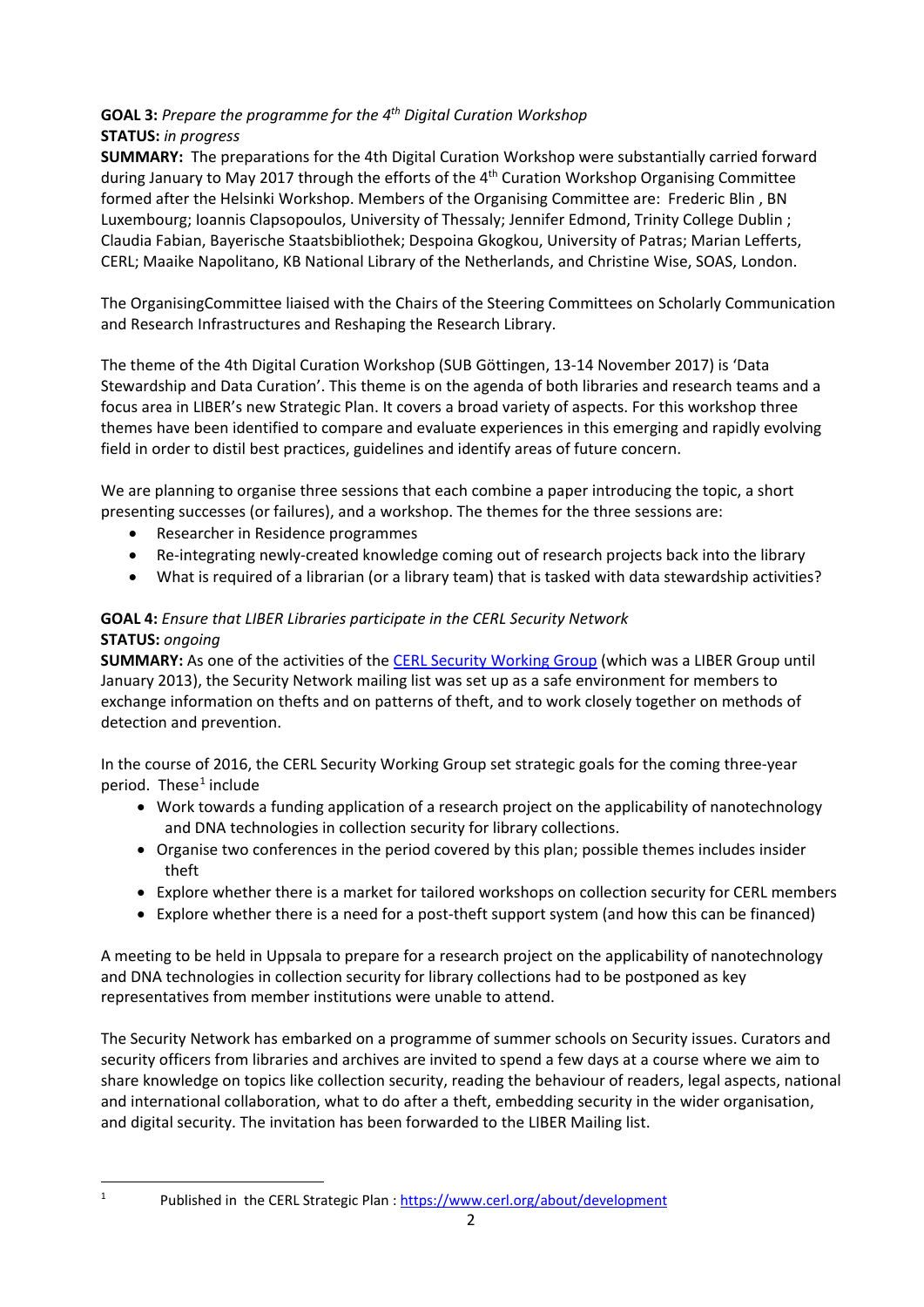**GOAL 3:** *Prepare the programme for the 4th Digital Curation Workshop*
**STATUS:** *in progress*
**SUMMARY:** The preparations for the 4th Digital Curation Workshop were substantially carried forward during January to May 2017 through the efforts of the 4th Curation Workshop Organising Committee formed after the Helsinki Workshop. Members of the Organising Committee are: Frederic Blin , BN Luxembourg; Ioannis Clapsopoulos, University of Thessaly; Jennifer Edmond, Trinity College Dublin ; Claudia Fabian, Bayerische Staatsbibliothek; Despoina Gkogkou, University of Patras; Marian Lefferts, CERL; Maaike Napolitano, KB National Library of the Netherlands, and Christine Wise, SOAS, London.

The OrganisingCommittee liaised with the Chairs of the Steering Committees on Scholarly Communication and Research Infrastructures and Reshaping the Research Library.

The theme of the 4th Digital Curation Workshop (SUB Göttingen, 13-14 November 2017) is 'Data Stewardship and Data Curation'. This theme is on the agenda of both libraries and research teams and a focus area in LIBER's new Strategic Plan. It covers a broad variety of aspects. For this workshop three themes have been identified to compare and evaluate experiences in this emerging and rapidly evolving field in order to distil best practices, guidelines and identify areas of future concern.

We are planning to organise three sessions that each combine a paper introducing the topic, a short presenting successes (or failures), and a workshop. The themes for the three sessions are:

- Researcher in Residence programmes
- Re-integrating newly-created knowledge coming out of research projects back into the library
- What is required of a librarian (or a library team) that is tasked with data stewardship activities?

**GOAL 4:** *Ensure that LIBER Libraries participate in the CERL Security Network*
**STATUS:** *ongoing*
**SUMMARY:** As one of the activities of the CERL Security Working Group (which was a LIBER Group until January 2013), the Security Network mailing list was set up as a safe environment for members to exchange information on thefts and on patterns of theft, and to work closely together on methods of detection and prevention.

In the course of 2016, the CERL Security Working Group set strategic goals for the coming three-year period. These[1] include

- Work towards a funding application of a research project on the applicability of nanotechnology and DNA technologies in collection security for library collections.
- Organise two conferences in the period covered by this plan; possible themes includes insider theft
- Explore whether there is a market for tailored workshops on collection security for CERL members
- Explore whether there is a need for a post-theft support system (and how this can be financed)

A meeting to be held in Uppsala to prepare for a research project on the applicability of nanotechnology and DNA technologies in collection security for library collections had to be postponed as key representatives from member institutions were unable to attend.

The Security Network has embarked on a programme of summer schools on Security issues. Curators and security officers from libraries and archives are invited to spend a few days at a course where we aim to share knowledge on topics like collection security, reading the behaviour of readers, legal aspects, national and international collaboration, what to do after a theft, embedding security in the wider organisation, and digital security. The invitation has been forwarded to the LIBER Mailing list.

[1] Published in the CERL Strategic Plan : https://www.cerl.org/about/development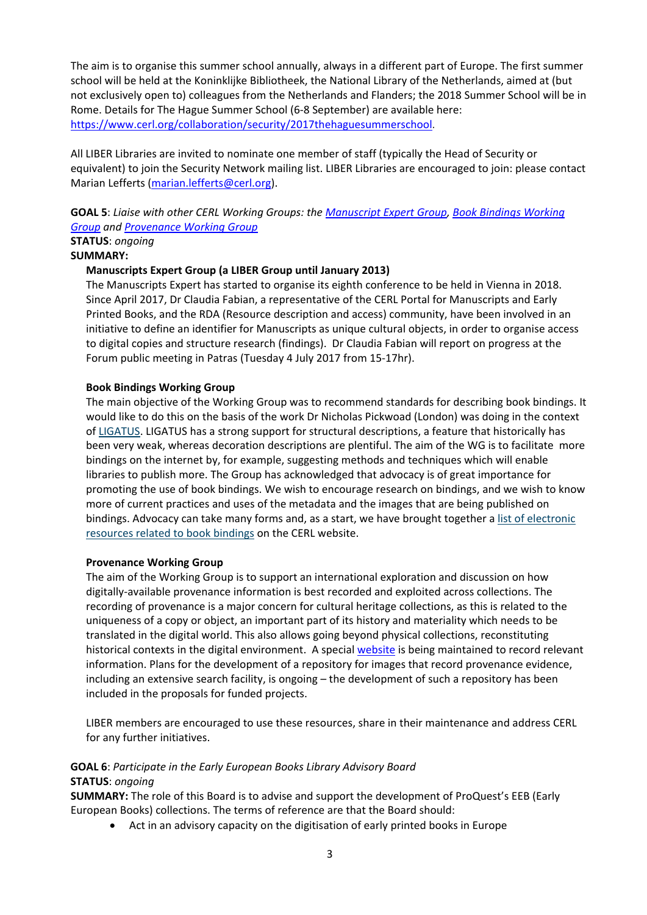The aim is to organise this summer school annually, always in a different part of Europe. The first summer school will be held at the Koninklijke Bibliotheek, the National Library of the Netherlands, aimed at (but not exclusively open to) colleagues from the Netherlands and Flanders; the 2018 Summer School will be in Rome. Details for The Hague Summer School (6-8 September) are available here: [https://www.cerl.org/collaboration/security/2017thehaguesummerschool](https://www.cerl.org/collaboration/security/2017thehaguesummerschool).

All LIBER Libraries are invited to nominate one member of staff (typically the Head of Security or equivalent) to join the Security Network mailing list. LIBER Libraries are encouraged to join: please contact Marian Lefferts ([marian.lefferts@cerl.org](mailto:marian.lefferts@cerl.org)).

**GOAL 5**: *Liaise with other CERL Working Groups: the Manuscript Expert Group, Book Bindings Working Group and Provenance Working Group*
**STATUS**: *ongoing*
**SUMMARY:**

**Manuscripts Expert Group (a LIBER Group until January 2013)**

The Manuscripts Expert has started to organise its eighth conference to be held in Vienna in 2018. Since April 2017, Dr Claudia Fabian, a representative of the CERL Portal for Manuscripts and Early Printed Books, and the RDA (Resource description and access) community, have been involved in an initiative to define an identifier for Manuscripts as unique cultural objects, in order to organise access to digital copies and structure research (findings). Dr Claudia Fabian will report on progress at the Forum public meeting in Patras (Tuesday 4 July 2017 from 15-17hr).

**Book Bindings Working Group**

The main objective of the Working Group was to recommend standards for describing book bindings. It would like to do this on the basis of the work Dr Nicholas Pickwoad (London) was doing in the context of LIGATUS. LIGATUS has a strong support for structural descriptions, a feature that historically has been very weak, whereas decoration descriptions are plentiful. The aim of the WG is to facilitate more bindings on the internet by, for example, suggesting methods and techniques which will enable libraries to publish more. The Group has acknowledged that advocacy is of great importance for promoting the use of book bindings. We wish to encourage research on bindings, and we wish to know more of current practices and uses of the metadata and the images that are being published on bindings. Advocacy can take many forms and, as a start, we have brought together a list of electronic resources related to book bindings on the CERL website.

**Provenance Working Group**

The aim of the Working Group is to support an international exploration and discussion on how digitally-available provenance information is best recorded and exploited across collections. The recording of provenance is a major concern for cultural heritage collections, as this is related to the uniqueness of a copy or object, an important part of its history and materiality which needs to be translated in the digital world. This also allows going beyond physical collections, reconstituting historical contexts in the digital environment. A special website is being maintained to record relevant information. Plans for the development of a repository for images that record provenance evidence, including an extensive search facility, is ongoing – the development of such a repository has been included in the proposals for funded projects.

LIBER members are encouraged to use these resources, share in their maintenance and address CERL for any further initiatives.

**GOAL 6**: *Participate in the Early European Books Library Advisory Board*
**STATUS**: *ongoing*
**SUMMARY:** The role of this Board is to advise and support the development of ProQuest's EEB (Early European Books) collections. The terms of reference are that the Board should:

- Act in an advisory capacity on the digitisation of early printed books in Europe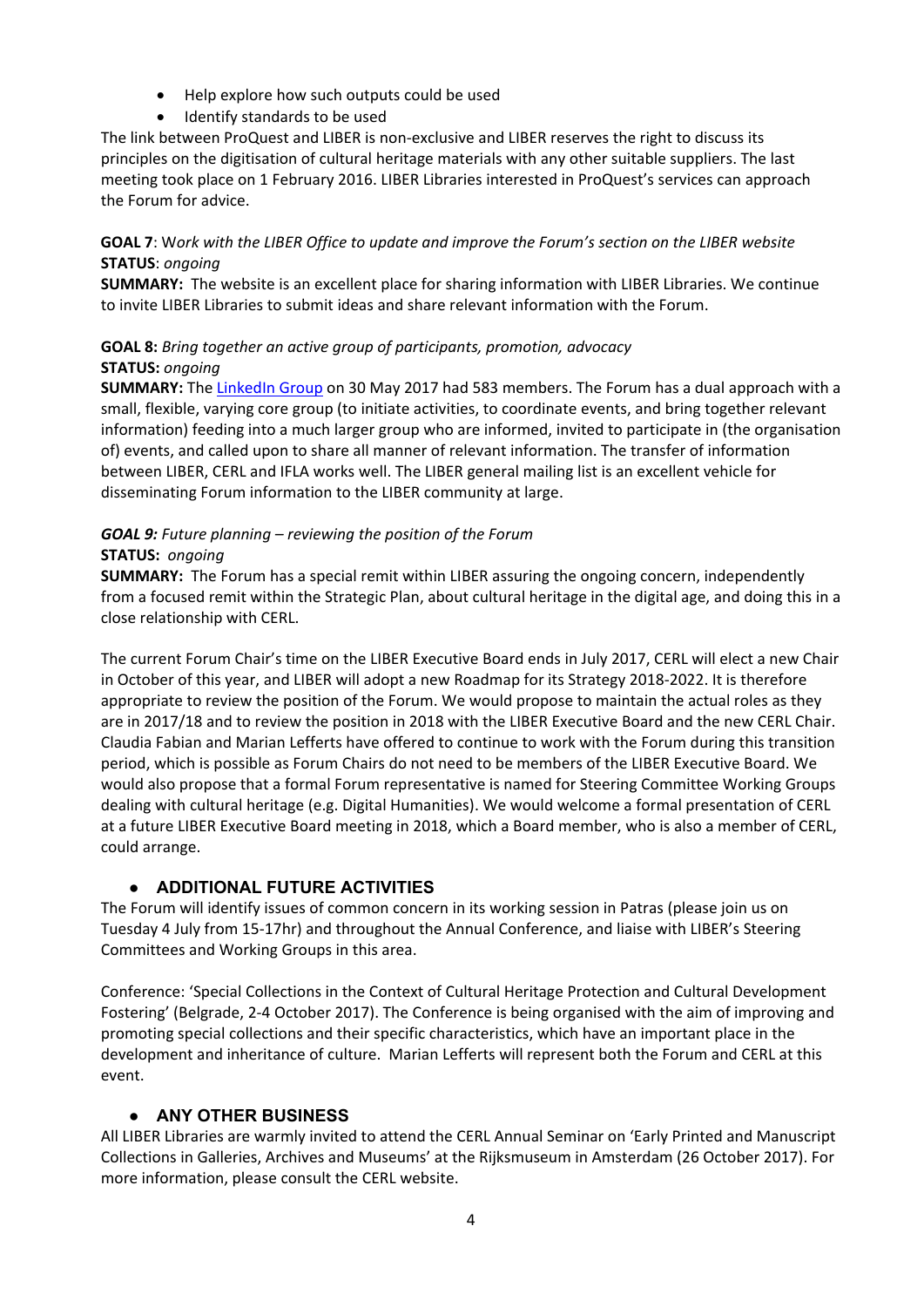- Help explore how such outputs could be used
- Identify standards to be used

The link between ProQuest and LIBER is non-exclusive and LIBER reserves the right to discuss its principles on the digitisation of cultural heritage materials with any other suitable suppliers. The last meeting took place on 1 February 2016. LIBER Libraries interested in ProQuest's services can approach the Forum for advice.

**GOAL 7**: *Work with the LIBER Office to update and improve the Forum's section on the LIBER website*
**STATUS**: *ongoing*
**SUMMARY:** The website is an excellent place for sharing information with LIBER Libraries. We continue to invite LIBER Libraries to submit ideas and share relevant information with the Forum.

**GOAL 8:** *Bring together an active group of participants, promotion, advocacy*
**STATUS:** *ongoing*
**SUMMARY:** The LinkedIn Group on 30 May 2017 had 583 members. The Forum has a dual approach with a small, flexible, varying core group (to initiate activities, to coordinate events, and bring together relevant information) feeding into a much larger group who are informed, invited to participate in (the organisation of) events, and called upon to share all manner of relevant information. The transfer of information between LIBER, CERL and IFLA works well. The LIBER general mailing list is an excellent vehicle for disseminating Forum information to the LIBER community at large.

***GOAL 9:*** *Future planning – reviewing the position of the Forum*
**STATUS:** *ongoing*
**SUMMARY:** The Forum has a special remit within LIBER assuring the ongoing concern, independently from a focused remit within the Strategic Plan, about cultural heritage in the digital age, and doing this in a close relationship with CERL.

The current Forum Chair's time on the LIBER Executive Board ends in July 2017, CERL will elect a new Chair in October of this year, and LIBER will adopt a new Roadmap for its Strategy 2018-2022. It is therefore appropriate to review the position of the Forum. We would propose to maintain the actual roles as they are in 2017/18 and to review the position in 2018 with the LIBER Executive Board and the new CERL Chair. Claudia Fabian and Marian Lefferts have offered to continue to work with the Forum during this transition period, which is possible as Forum Chairs do not need to be members of the LIBER Executive Board. We would also propose that a formal Forum representative is named for Steering Committee Working Groups dealing with cultural heritage (e.g. Digital Humanities). We would welcome a formal presentation of CERL at a future LIBER Executive Board meeting in 2018, which a Board member, who is also a member of CERL, could arrange.

## ● ADDITIONAL FUTURE ACTIVITIES

The Forum will identify issues of common concern in its working session in Patras (please join us on Tuesday 4 July from 15-17hr) and throughout the Annual Conference, and liaise with LIBER's Steering Committees and Working Groups in this area.

Conference: 'Special Collections in the Context of Cultural Heritage Protection and Cultural Development Fostering' (Belgrade, 2-4 October 2017). The Conference is being organised with the aim of improving and promoting special collections and their specific characteristics, which have an important place in the development and inheritance of culture. Marian Lefferts will represent both the Forum and CERL at this event.

## ● ANY OTHER BUSINESS

All LIBER Libraries are warmly invited to attend the CERL Annual Seminar on 'Early Printed and Manuscript Collections in Galleries, Archives and Museums' at the Rijksmuseum in Amsterdam (26 October 2017). For more information, please consult the CERL website.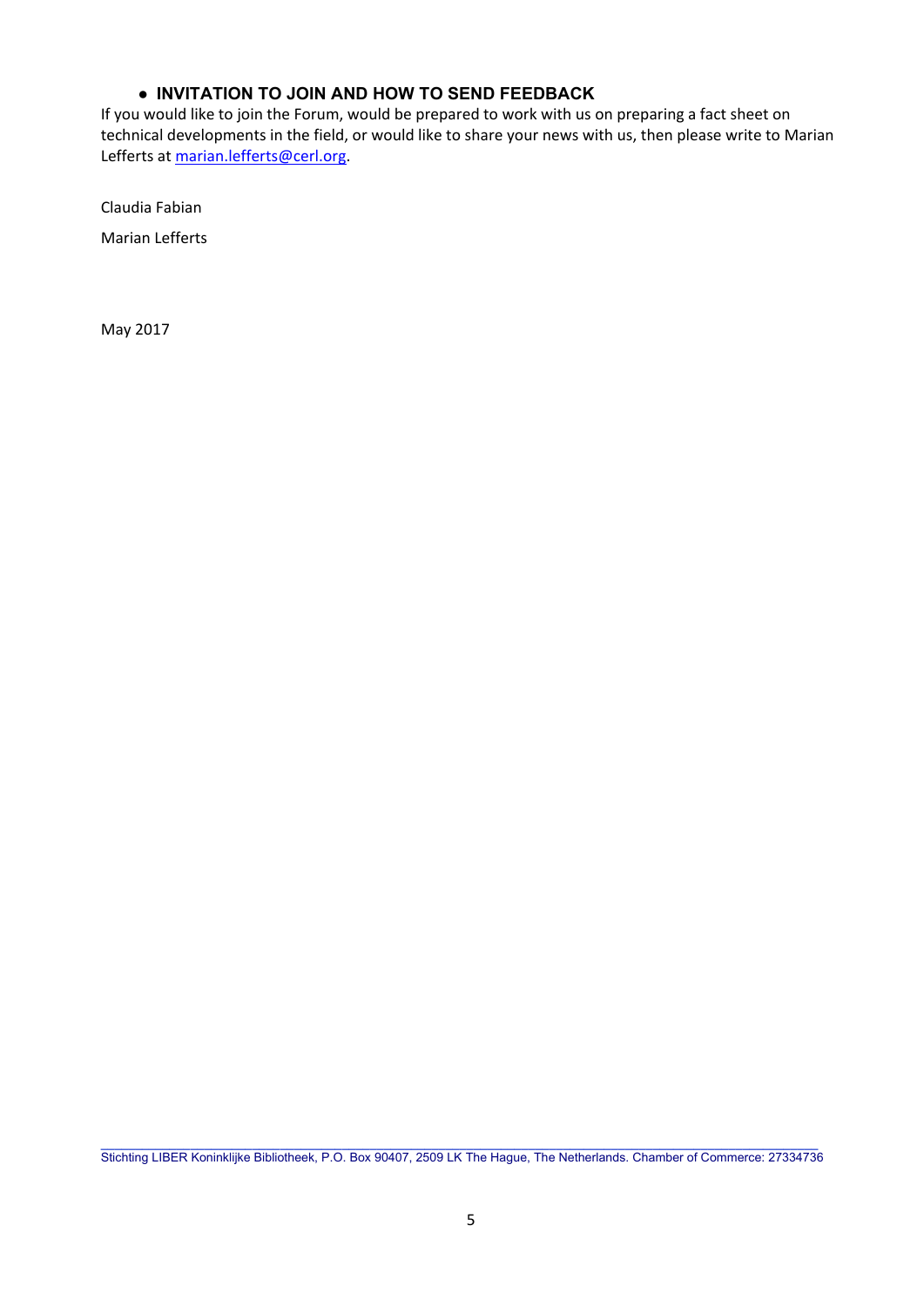- **INVITATION TO JOIN AND HOW TO SEND FEEDBACK**

If you would like to join the Forum, would be prepared to work with us on preparing a fact sheet on technical developments in the field, or would like to share your news with us, then please write to Marian Lefferts at marian.lefferts@cerl.org.

Claudia Fabian

Marian Lefferts

May 2017

Stichting LIBER Koninklijke Bibliotheek, P.O. Box 90407, 2509 LK The Hague, The Netherlands. Chamber of Commerce: 27334736